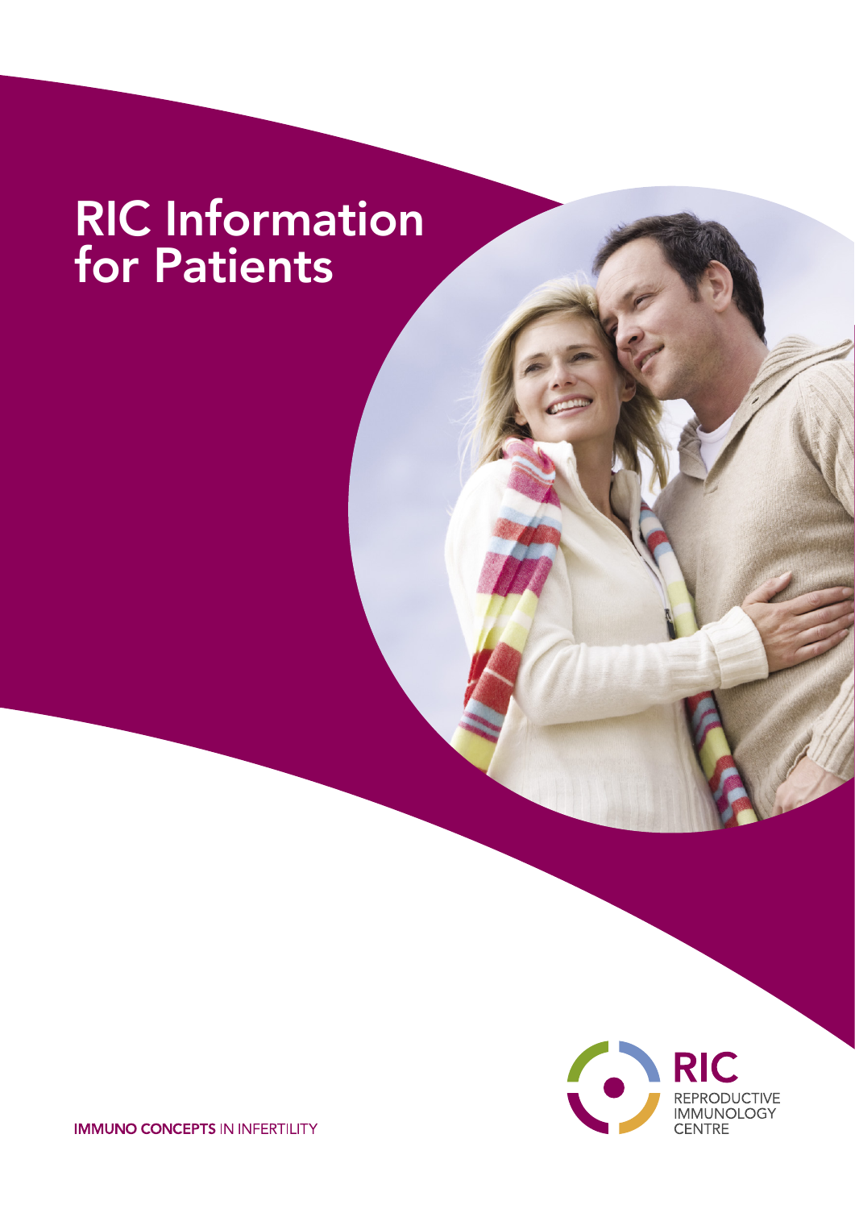# RIC Information for Patients

RIC
REPRODUCTIVE IMMUNOLOGY CENTRE

**IMMUNO CONCEPTS** IN INFERTILITY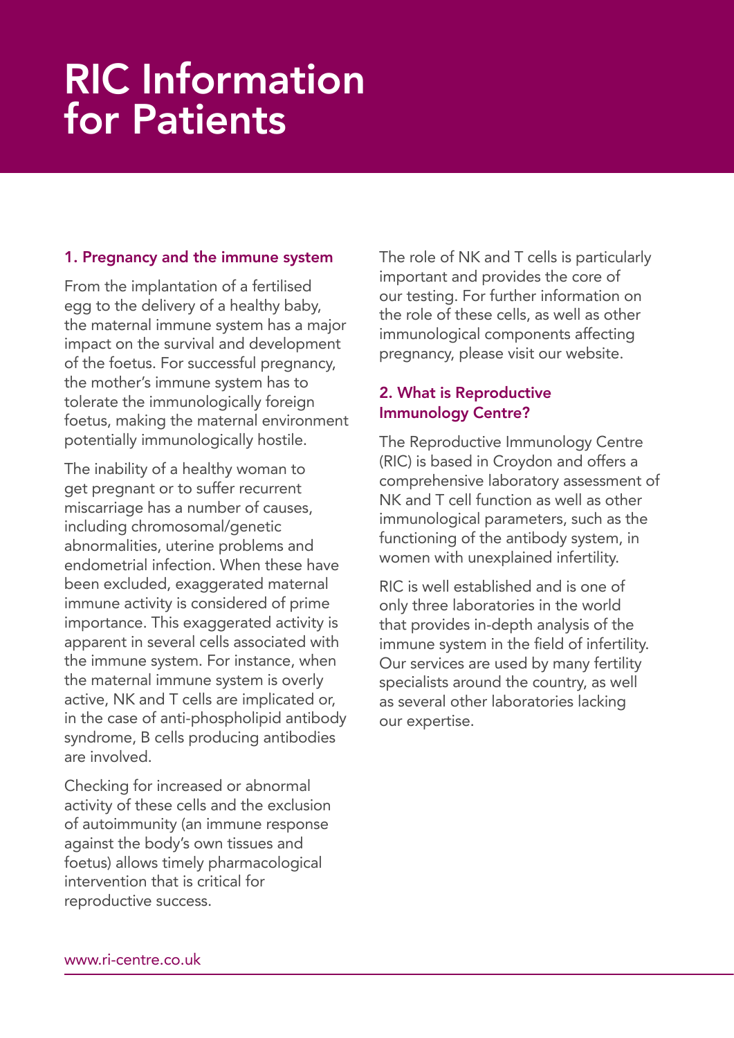# RIC Information for Patients

## 1. Pregnancy and the immune system

From the implantation of a fertilised egg to the delivery of a healthy baby, the maternal immune system has a major impact on the survival and development of the foetus. For successful pregnancy, the mother's immune system has to tolerate the immunologically foreign foetus, making the maternal environment potentially immunologically hostile.

The inability of a healthy woman to get pregnant or to suffer recurrent miscarriage has a number of causes, including chromosomal/genetic abnormalities, uterine problems and endometrial infection. When these have been excluded, exaggerated maternal immune activity is considered of prime importance. This exaggerated activity is apparent in several cells associated with the immune system. For instance, when the maternal immune system is overly active, NK and T cells are implicated or, in the case of anti-phospholipid antibody syndrome, B cells producing antibodies are involved.

Checking for increased or abnormal activity of these cells and the exclusion of autoimmunity (an immune response against the body's own tissues and foetus) allows timely pharmacological intervention that is critical for reproductive success.

The role of NK and T cells is particularly important and provides the core of our testing. For further information on the role of these cells, as well as other immunological components affecting pregnancy, please visit our website.

## 2. What is Reproductive Immunology Centre?

The Reproductive Immunology Centre (RIC) is based in Croydon and offers a comprehensive laboratory assessment of NK and T cell function as well as other immunological parameters, such as the functioning of the antibody system, in women with unexplained infertility.

RIC is well established and is one of only three laboratories in the world that provides in-depth analysis of the immune system in the field of infertility. Our services are used by many fertility specialists around the country, as well as several other laboratories lacking our expertise.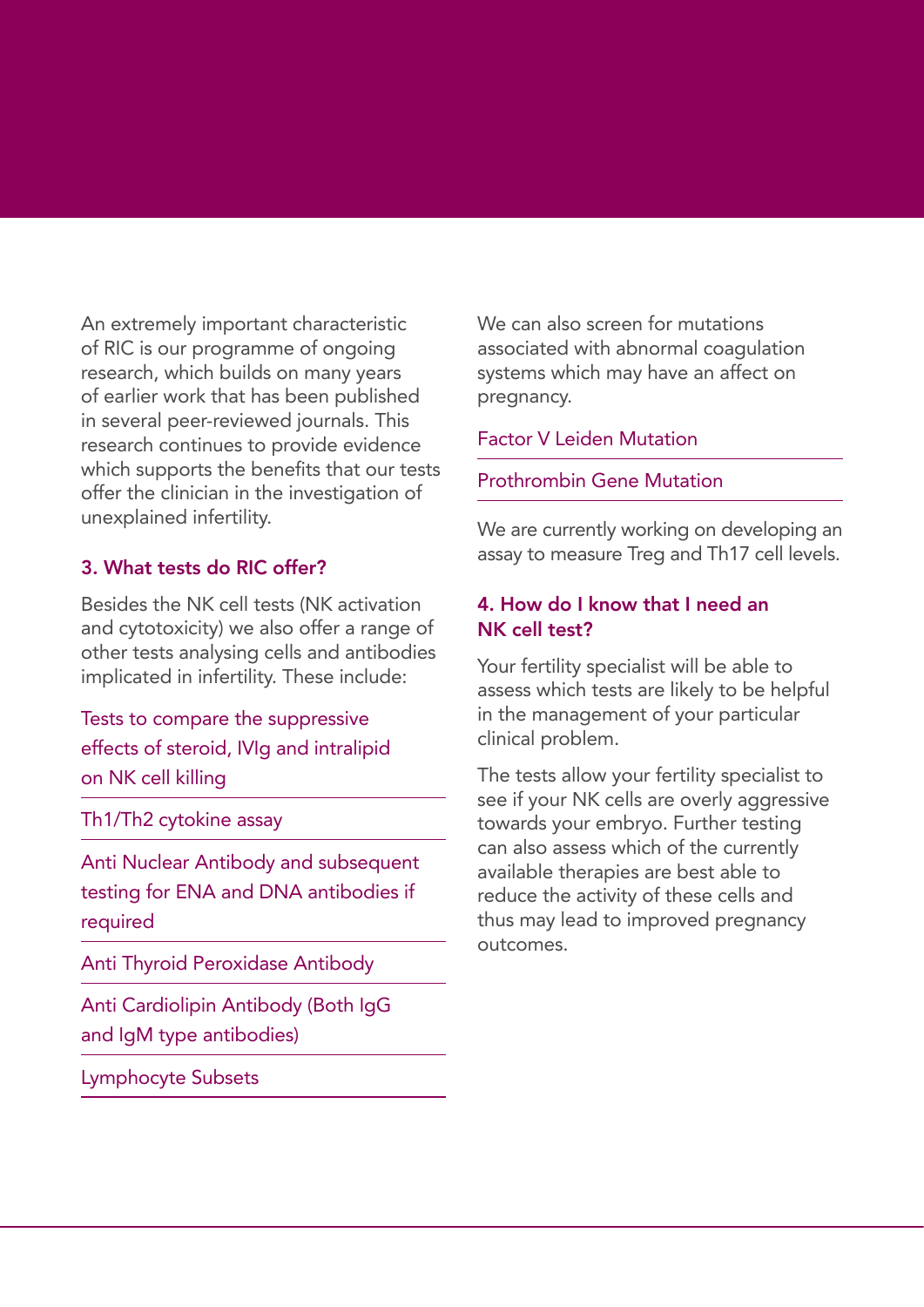An extremely important characteristic of RIC is our programme of ongoing research, which builds on many years of earlier work that has been published in several peer-reviewed journals. This research continues to provide evidence which supports the benefits that our tests offer the clinician in the investigation of unexplained infertility.

### 3. What tests do RIC offer?

Besides the NK cell tests (NK activation and cytotoxicity) we also offer a range of other tests analysing cells and antibodies implicated in infertility. These include:

- Tests to compare the suppressive effects of steroid, IVIg and intralipid on NK cell killing
- Th1/Th2 cytokine assay
- Anti Nuclear Antibody and subsequent testing for ENA and DNA antibodies if required
- Anti Thyroid Peroxidase Antibody
- Anti Cardiolipin Antibody (Both IgG and IgM type antibodies)
- Lymphocyte Subsets

We can also screen for mutations associated with abnormal coagulation systems which may have an affect on pregnancy.

- Factor V Leiden Mutation
- Prothrombin Gene Mutation

We are currently working on developing an assay to measure Treg and Th17 cell levels.

### 4. How do I know that I need an NK cell test?

Your fertility specialist will be able to assess which tests are likely to be helpful in the management of your particular clinical problem.

The tests allow your fertility specialist to see if your NK cells are overly aggressive towards your embryo. Further testing can also assess which of the currently available therapies are best able to reduce the activity of these cells and thus may lead to improved pregnancy outcomes.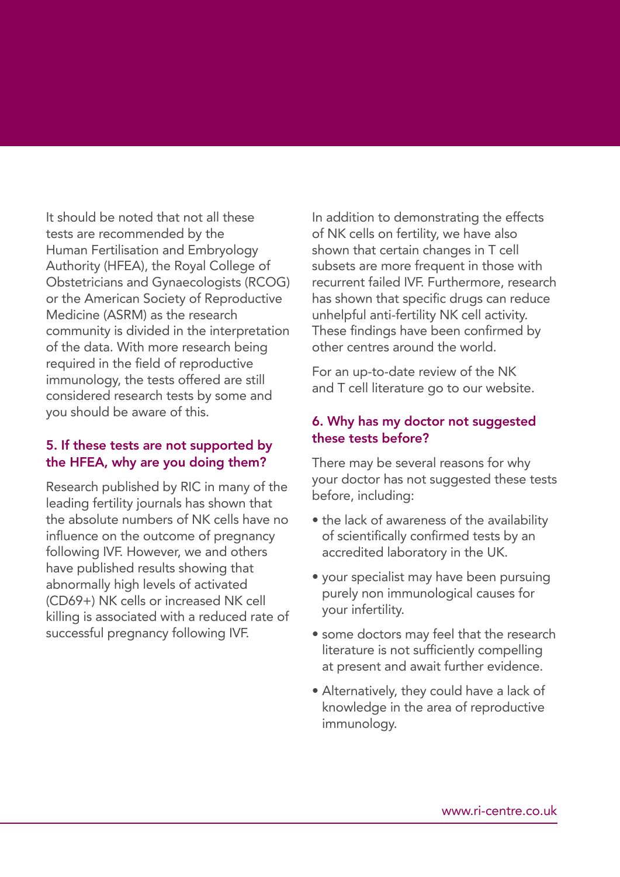It should be noted that not all these tests are recommended by the Human Fertilisation and Embryology Authority (HFEA), the Royal College of Obstetricians and Gynaecologists (RCOG) or the American Society of Reproductive Medicine (ASRM) as the research community is divided in the interpretation of the data. With more research being required in the field of reproductive immunology, the tests offered are still considered research tests by some and you should be aware of this.

## 5. If these tests are not supported by the HFEA, why are you doing them?

Research published by RIC in many of the leading fertility journals has shown that the absolute numbers of NK cells have no influence on the outcome of pregnancy following IVF. However, we and others have published results showing that abnormally high levels of activated (CD69+) NK cells or increased NK cell killing is associated with a reduced rate of successful pregnancy following IVF.

In addition to demonstrating the effects of NK cells on fertility, we have also shown that certain changes in T cell subsets are more frequent in those with recurrent failed IVF. Furthermore, research has shown that specific drugs can reduce unhelpful anti-fertility NK cell activity. These findings have been confirmed by other centres around the world.

For an up-to-date review of the NK and T cell literature go to our website.

## 6. Why has my doctor not suggested these tests before?

There may be several reasons for why your doctor has not suggested these tests before, including:

- the lack of awareness of the availability of scientifically confirmed tests by an accredited laboratory in the UK.
- your specialist may have been pursuing purely non immunological causes for your infertility.
- some doctors may feel that the research literature is not sufficiently compelling at present and await further evidence.
- Alternatively, they could have a lack of knowledge in the area of reproductive immunology.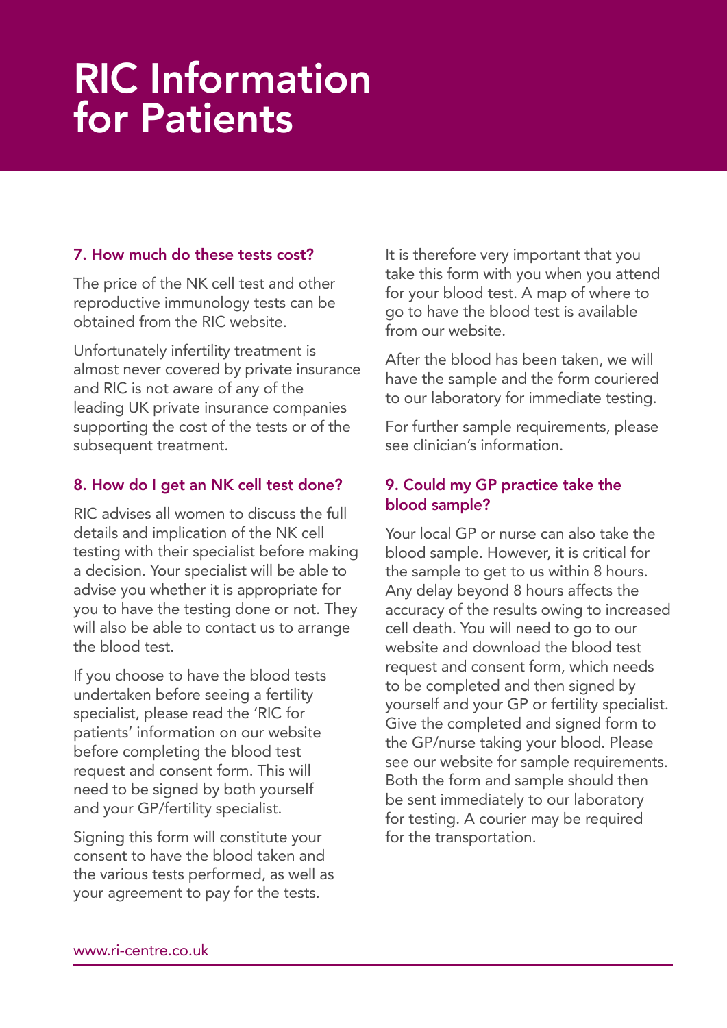# RIC Information for Patients

### 7. How much do these tests cost?

The price of the NK cell test and other reproductive immunology tests can be obtained from the RIC website.

Unfortunately infertility treatment is almost never covered by private insurance and RIC is not aware of any of the leading UK private insurance companies supporting the cost of the tests or of the subsequent treatment.

### 8. How do I get an NK cell test done?

RIC advises all women to discuss the full details and implication of the NK cell testing with their specialist before making a decision. Your specialist will be able to advise you whether it is appropriate for you to have the testing done or not. They will also be able to contact us to arrange the blood test.

If you choose to have the blood tests undertaken before seeing a fertility specialist, please read the 'RIC for patients' information on our website before completing the blood test request and consent form. This will need to be signed by both yourself and your GP/fertility specialist.

Signing this form will constitute your consent to have the blood taken and the various tests performed, as well as your agreement to pay for the tests.

It is therefore very important that you take this form with you when you attend for your blood test. A map of where to go to have the blood test is available from our website.

After the blood has been taken, we will have the sample and the form couriered to our laboratory for immediate testing.

For further sample requirements, please see clinician's information.

### 9. Could my GP practice take the blood sample?

Your local GP or nurse can also take the blood sample. However, it is critical for the sample to get to us within 8 hours. Any delay beyond 8 hours affects the accuracy of the results owing to increased cell death. You will need to go to our website and download the blood test request and consent form, which needs to be completed and then signed by yourself and your GP or fertility specialist. Give the completed and signed form to the GP/nurse taking your blood. Please see our website for sample requirements. Both the form and sample should then be sent immediately to our laboratory for testing. A courier may be required for the transportation.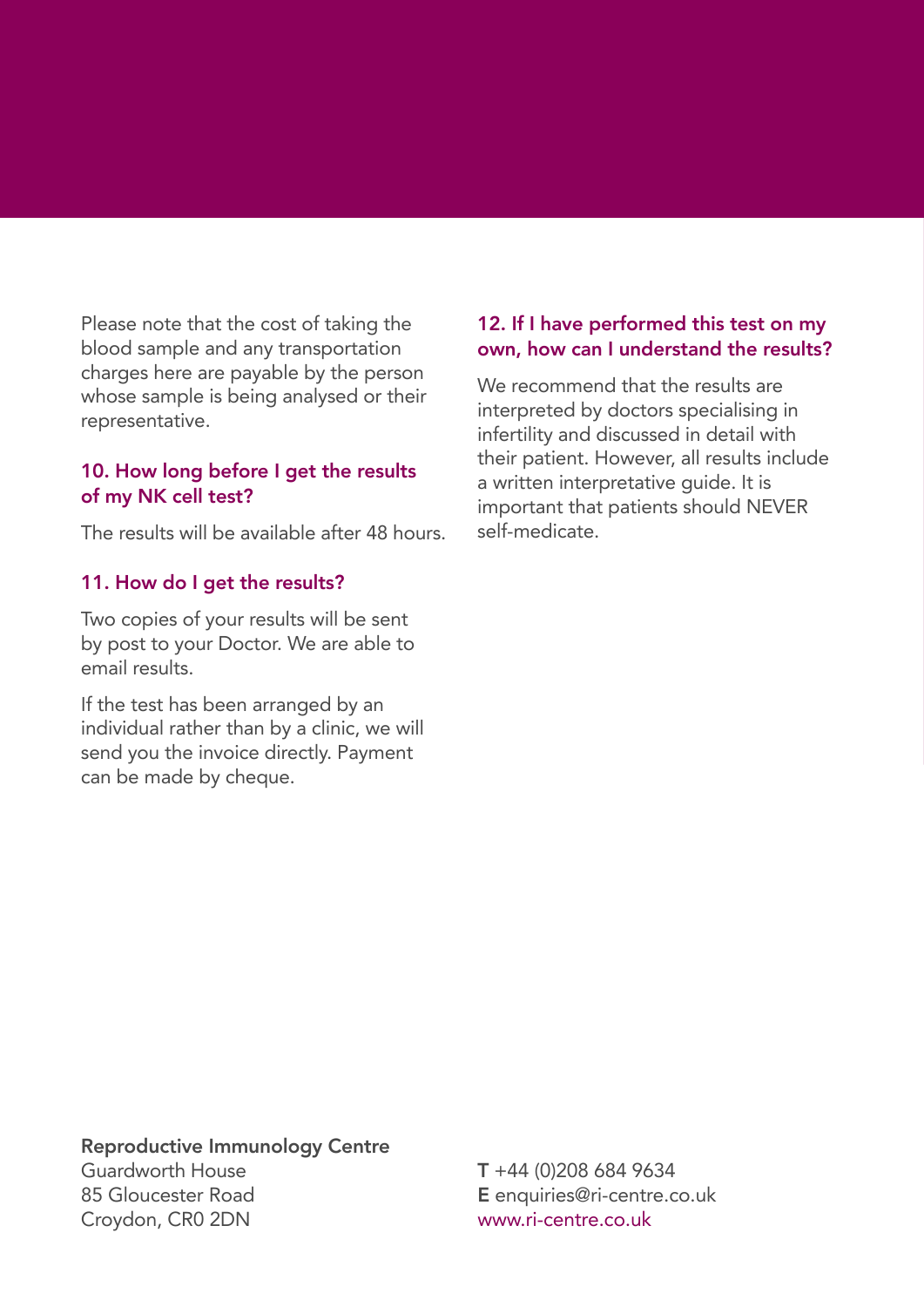Please note that the cost of taking the blood sample and any transportation charges here are payable by the person whose sample is being analysed or their representative.

### 10. How long before I get the results of my NK cell test?

The results will be available after 48 hours.

### 11. How do I get the results?

Two copies of your results will be sent by post to your Doctor. We are able to email results.

If the test has been arranged by an individual rather than by a clinic, we will send you the invoice directly. Payment can be made by cheque.

### 12. If I have performed this test on my own, how can I understand the results?

We recommend that the results are interpreted by doctors specialising in infertility and discussed in detail with their patient. However, all results include a written interpretative guide. It is important that patients should NEVER self-medicate.

**Reproductive Immunology Centre**
Guardworth House
85 Gloucester Road
Croydon, CR0 2DN

**T** +44 (0)208 684 9634
**E** enquiries@ri-centre.co.uk
www.ri-centre.co.uk